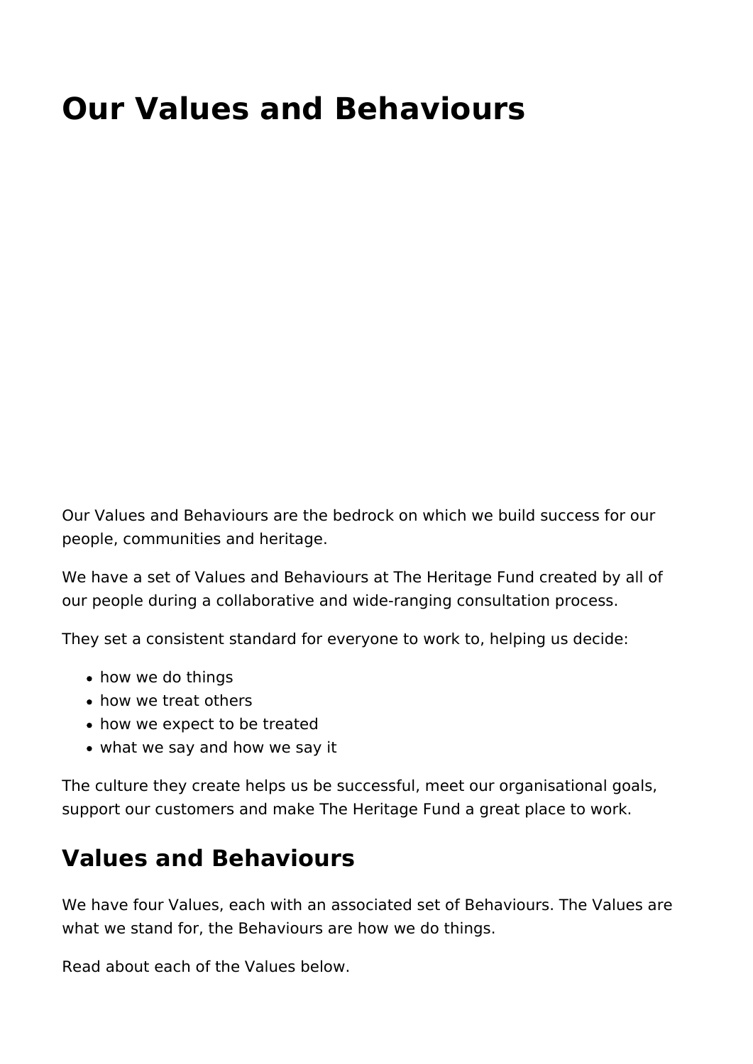# Our Values and Behaviours

Our Values and Behaviours are the bedrock on which we build success for our people, communities and heritage.

We have a set of Values and Behaviours at The Heritage Fund created by all of our people during a collaborative and wide-ranging consultation process.

They set a consistent standard for everyone to work to, helping us decide:

- how we do things
- how we treat others
- how we expect to be treated
- what we say and how we say it

The culture they create helps us be successful, meet our organisational goals, support our customers and make The Heritage Fund a great place to work.

## Values and Behaviours

We have four Values, each with an associated set of Behaviours. The Values are what we stand for, the Behaviours are how we do things.

Read about each of the Values below.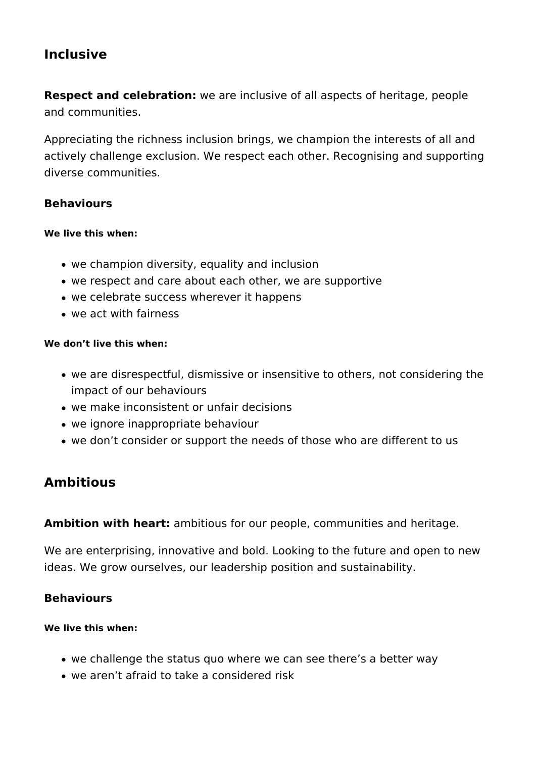## Inclusive

**Respect and celebration:** we are inclusive of all aspects of heritage, people and communities.

Appreciating the richness inclusion brings, we champion the interests of all and actively challenge exclusion. We respect each other. Recognising and supporting diverse communities.

### Behaviours

#### We live this when:

- we champion diversity, equality and inclusion
- we respect and care about each other, we are supportive
- we celebrate success wherever it happens
- we act with fairness

#### We don't live this when:

- we are disrespectful, dismissive or insensitive to others, not considering the impact of our behaviours
- we make inconsistent or unfair decisions
- we ignore inappropriate behaviour
- we don't consider or support the needs of those who are different to us

## Ambitious

**Ambition with heart:** ambitious for our people, communities and heritage.

We are enterprising, innovative and bold. Looking to the future and open to new ideas. We grow ourselves, our leadership position and sustainability.

### Behaviours

#### We live this when:

- we challenge the status quo where we can see there's a better way
- we aren't afraid to take a considered risk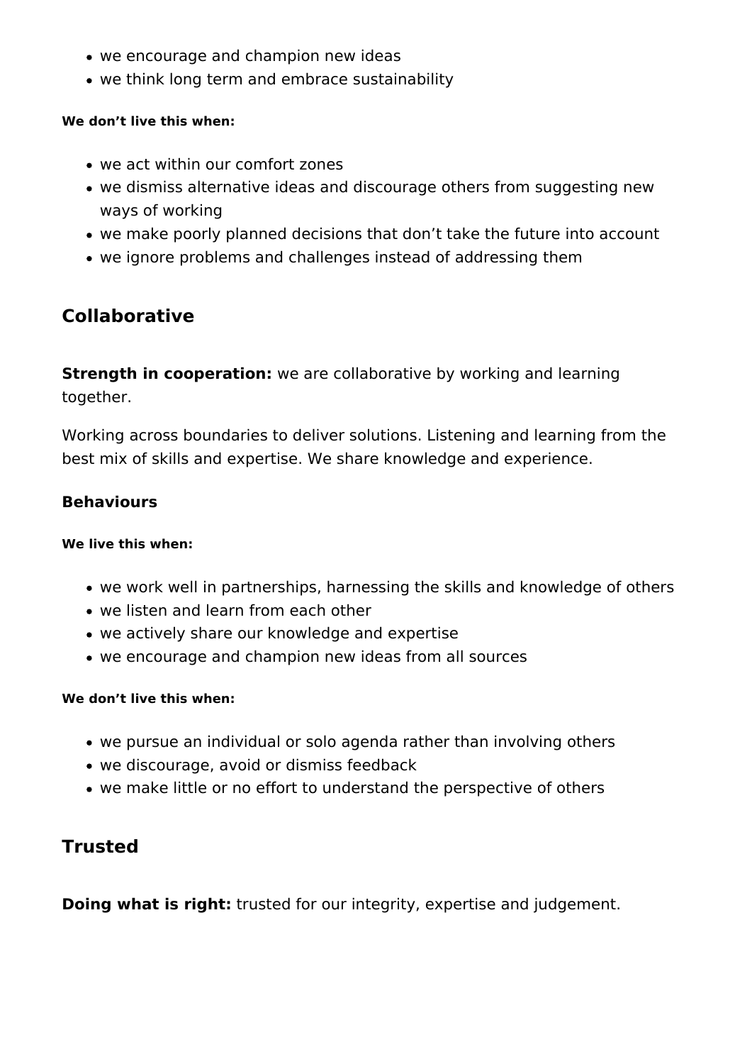- we encourage and champion new ideas
- we think long term and embrace sustainability

##### We don't live this when:

- we act within our comfort zones
- we dismiss alternative ideas and discourage others from suggesting new ways of working
- we make poorly planned decisions that don't take the future into account
- we ignore problems and challenges instead of addressing them

## Collaborative

**Strength in cooperation:** we are collaborative by working and learning together.

Working across boundaries to deliver solutions. Listening and learning from the best mix of skills and expertise. We share knowledge and experience.

### Behaviours

##### We live this when:

- we work well in partnerships, harnessing the skills and knowledge of others
- we listen and learn from each other
- we actively share our knowledge and expertise
- we encourage and champion new ideas from all sources

##### We don't live this when:

- we pursue an individual or solo agenda rather than involving others
- we discourage, avoid or dismiss feedback
- we make little or no effort to understand the perspective of others

## Trusted

**Doing what is right:** trusted for our integrity, expertise and judgement.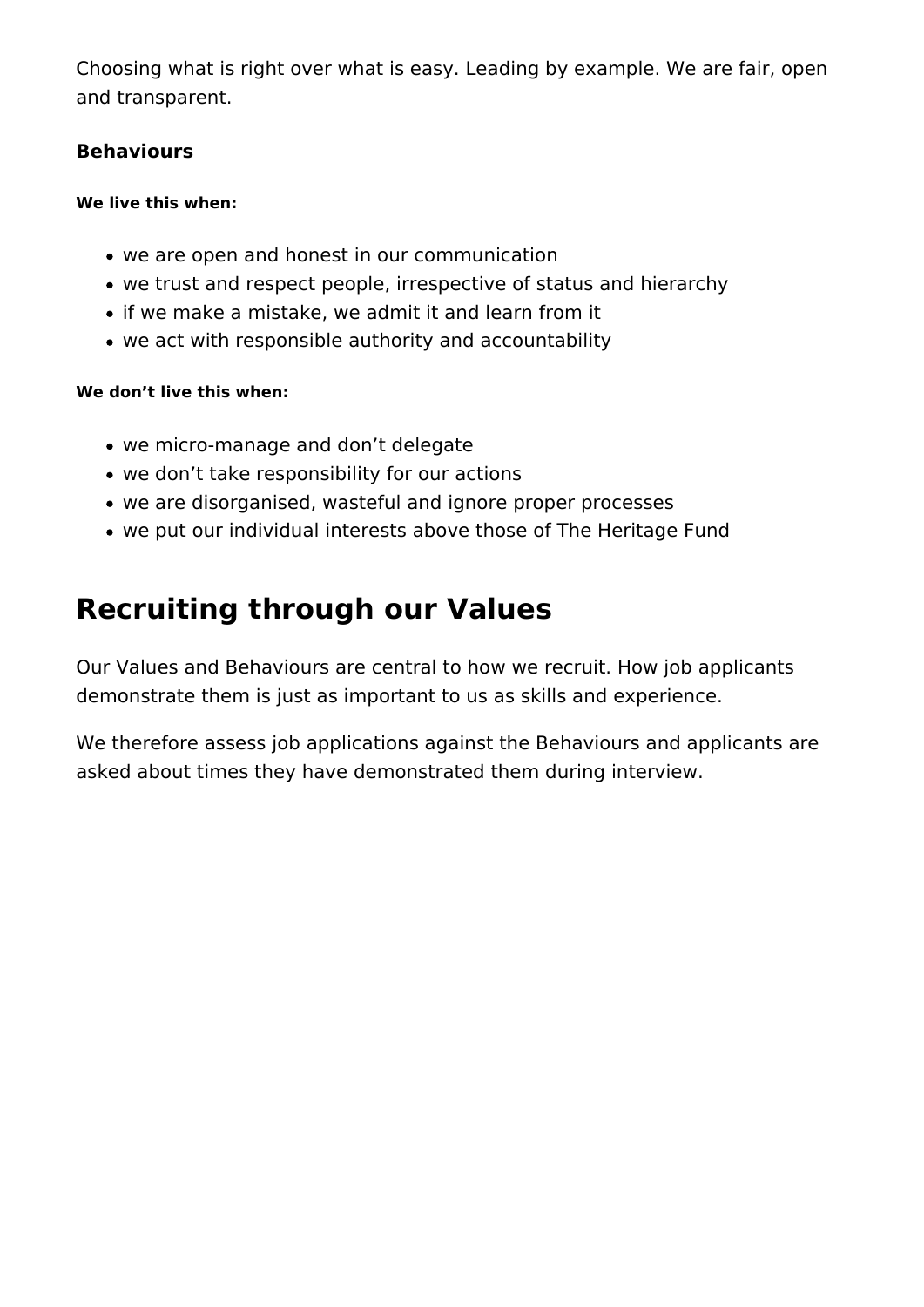Choosing what is right over what is easy. Leading by example. We are fair, open and transparent.

### Behaviours

#### We live this when:

- we are open and honest in our communication
- we trust and respect people, irrespective of status and hierarchy
- if we make a mistake, we admit it and learn from it
- we act with responsible authority and accountability

#### We don’t live this when:

- we micro-manage and don’t delegate
- we don’t take responsibility for our actions
- we are disorganised, wasteful and ignore proper processes
- we put our individual interests above those of The Heritage Fund

## Recruiting through our Values

Our Values and Behaviours are central to how we recruit. How job applicants demonstrate them is just as important to us as skills and experience.

We therefore assess job applications against the Behaviours and applicants are asked about times they have demonstrated them during interview.